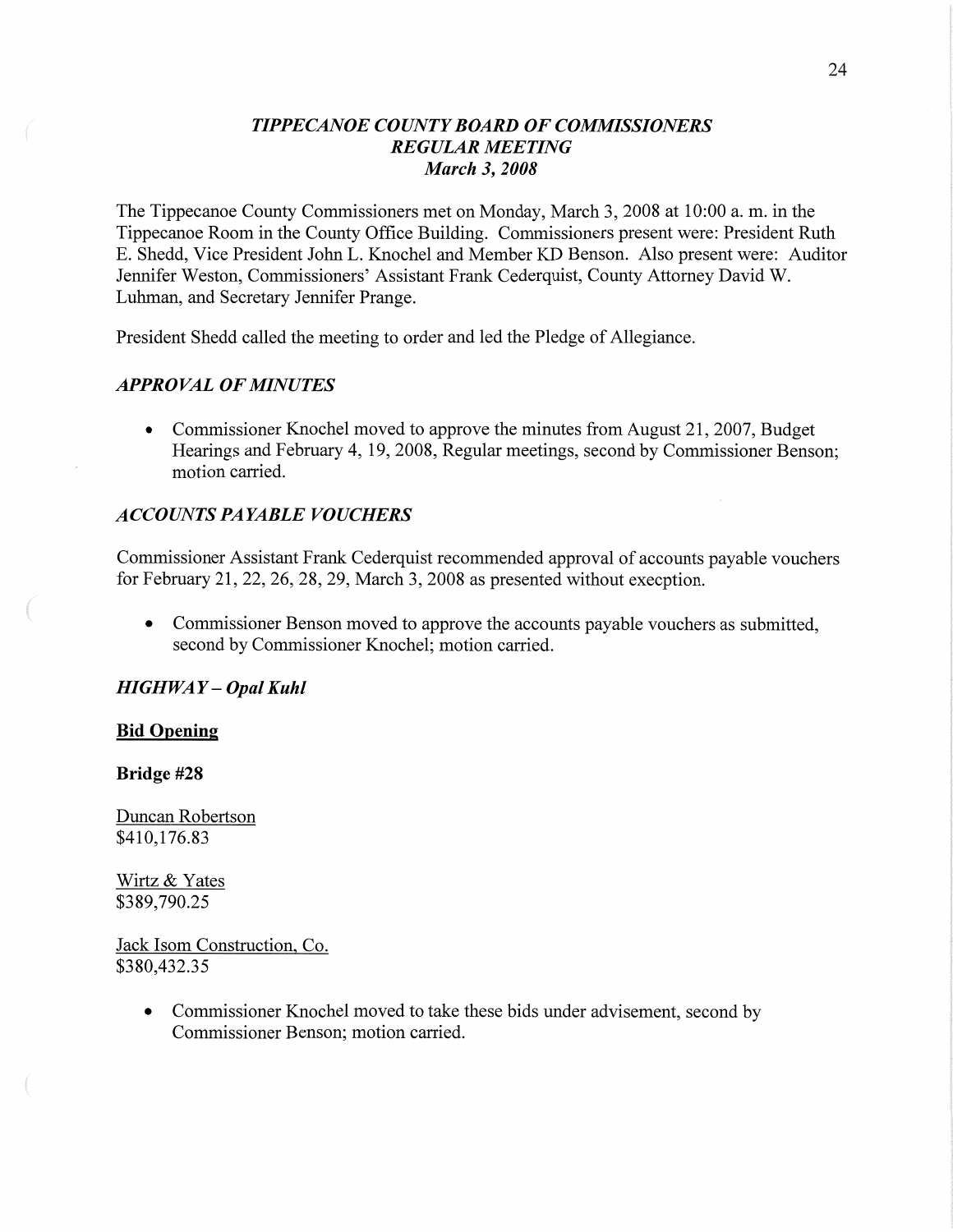# *TIPPECANOE COUNTY BOARD OF COMMISSIONERS*
## *REGULAR MEETING*
### *March 3, 2008*

The Tippecanoe County Commissioners met on Monday, March 3, 2008 at 10:00 a. m. in the Tippecanoe Room in the County Office Building. Commissioners present were: President Ruth E. Shedd, Vice President John L. Knochel and Member KD Benson. Also present were: Auditor Jennifer Weston, Commissioners' Assistant Frank Cederquist, County Attorney David W. Luhman, and Secretary Jennifer Prange.

President Shedd called the meeting to order and led the Pledge of Allegiance.

### *APPROVAL OF MINUTES*

- Commissioner Knochel moved to approve the minutes from August 21, 2007, Budget Hearings and February 4, 19, 2008, Regular meetings, second by Commissioner Benson; motion carried.

### *ACCOUNTS PAYABLE VOUCHERS*

Commissioner Assistant Frank Cederquist recommended approval of accounts payable vouchers for February 21, 22, 26, 28, 29, March 3, 2008 as presented without execption.

- Commissioner Benson moved to approve the accounts payable vouchers as submitted, second by Commissioner Knochel; motion carried.

### *HIGHWAY – Opal Kuhl*

**Bid Opening**

**Bridge #28**

Duncan Robertson
$410,176.83

Wirtz & Yates
$389,790.25

Jack Isom Construction, Co.
$380,432.35

- Commissioner Knochel moved to take these bids under advisement, second by Commissioner Benson; motion carried.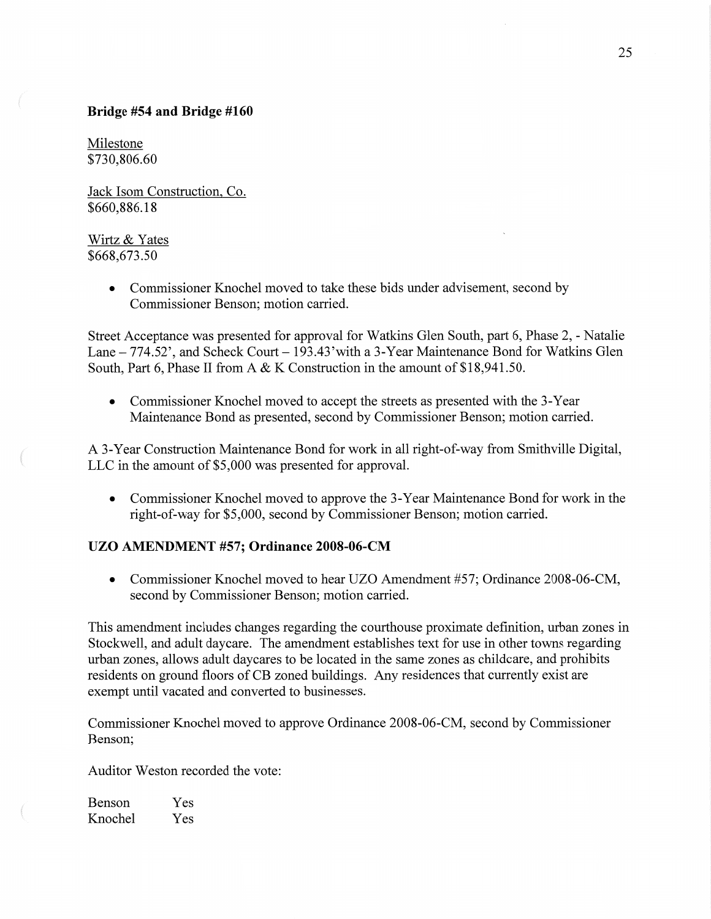**Bridge #54 and Bridge #160**

Milestone
$730,806.60

Jack Isom Construction, Co.
$660,886.18

Wirtz & Yates
$668,673.50

- Commissioner Knochel moved to take these bids under advisement, second by Commissioner Benson; motion carried.

Street Acceptance was presented for approval for Watkins Glen South, part 6, Phase 2, - Natalie Lane – 774.52', and Scheck Court – 193.43'with a 3-Year Maintenance Bond for Watkins Glen South, Part 6, Phase II from A & K Construction in the amount of $18,941.50.

- Commissioner Knochel moved to accept the streets as presented with the 3-Year Maintenance Bond as presented, second by Commissioner Benson; motion carried.

A 3-Year Construction Maintenance Bond for work in all right-of-way from Smithville Digital, LLC in the amount of $5,000 was presented for approval.

- Commissioner Knochel moved to approve the 3-Year Maintenance Bond for work in the right-of-way for $5,000, second by Commissioner Benson; motion carried.

**UZO AMENDMENT #57; Ordinance 2008-06-CM**

- Commissioner Knochel moved to hear UZO Amendment #57; Ordinance 2008-06-CM, second by Commissioner Benson; motion carried.

This amendment includes changes regarding the courthouse proximate definition, urban zones in Stockwell, and adult daycare. The amendment establishes text for use in other towns regarding urban zones, allows adult daycares to be located in the same zones as childcare, and prohibits residents on ground floors of CB zoned buildings. Any residences that currently exist are exempt until vacated and converted to businesses.

Commissioner Knochel moved to approve Ordinance 2008-06-CM, second by Commissioner Benson;

Auditor Weston recorded the vote:

Benson Yes
Knochel Yes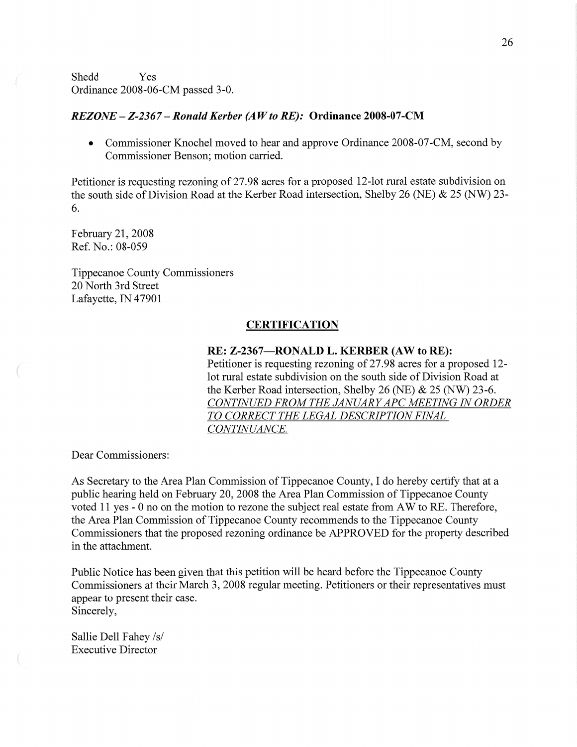Shedd Yes
Ordinance 2008-06-CM passed 3-0.

***REZONE – Z-2367 – Ronald Kerber (AW to RE):* Ordinance 2008-07-CM**

- Commissioner Knochel moved to hear and approve Ordinance 2008-07-CM, second by Commissioner Benson; motion carried.

Petitioner is requesting rezoning of 27.98 acres for a proposed 12-lot rural estate subdivision on the south side of Division Road at the Kerber Road intersection, Shelby 26 (NE) & 25 (NW) 23-6.

February 21, 2008
Ref. No.: 08-059

Tippecanoe County Commissioners
20 North 3rd Street
Lafayette, IN 47901

**CERTIFICATION**

**RE: Z-2367—RONALD L. KERBER (AW to RE):**
Petitioner is requesting rezoning of 27.98 acres for a proposed 12-lot rural estate subdivision on the south side of Division Road at the Kerber Road intersection, Shelby 26 (NE) & 25 (NW) 23-6.
*CONTINUED FROM THE JANUARY APC MEETING IN ORDER TO CORRECT THE LEGAL DESCRIPTION FINAL CONTINUANCE.*

Dear Commissioners:

As Secretary to the Area Plan Commission of Tippecanoe County, I do hereby certify that at a public hearing held on February 20, 2008 the Area Plan Commission of Tippecanoe County voted 11 yes - 0 no on the motion to rezone the subject real estate from AW to RE. Therefore, the Area Plan Commission of Tippecanoe County recommends to the Tippecanoe County Commissioners that the proposed rezoning ordinance be APPROVED for the property described in the attachment.

Public Notice has been given that this petition will be heard before the Tippecanoe County Commissioners at their March 3, 2008 regular meeting. Petitioners or their representatives must appear to present their case.
Sincerely,

Sallie Dell Fahey /s/
Executive Director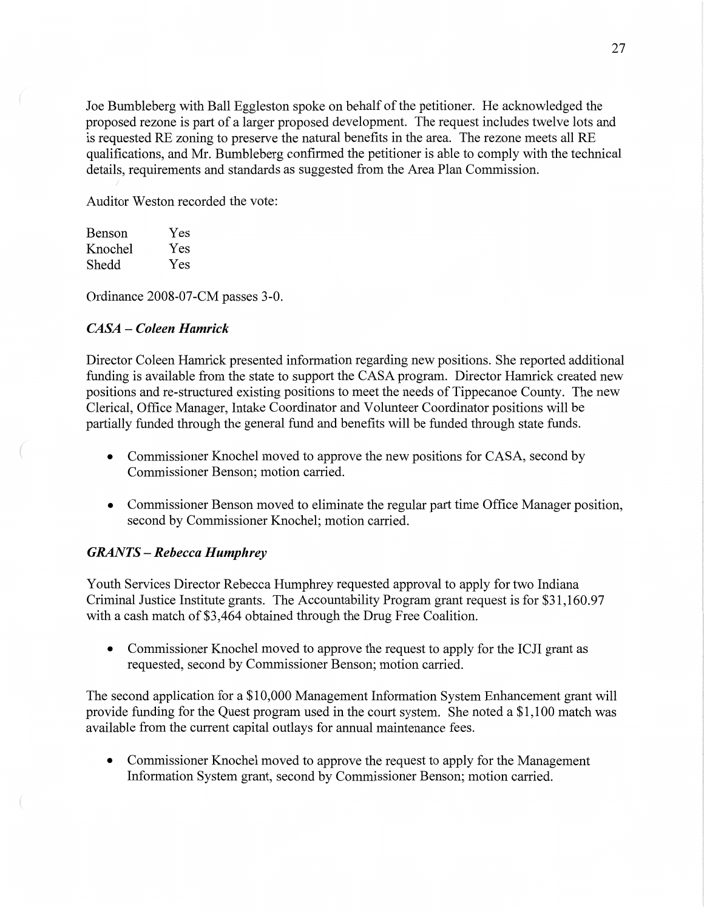Joe Bumbleberg with Ball Eggleston spoke on behalf of the petitioner. He acknowledged the proposed rezone is part of a larger proposed development. The request includes twelve lots and is requested RE zoning to preserve the natural benefits in the area. The rezone meets all RE qualifications, and Mr. Bumbleberg confirmed the petitioner is able to comply with the technical details, requirements and standards as suggested from the Area Plan Commission.

Auditor Weston recorded the vote:

| | |
|---|---|
| Benson | Yes |
| Knochel | Yes |
| Shedd | Yes |

Ordinance 2008-07-CM passes 3-0.

### *CASA – Coleen Hamrick*

Director Coleen Hamrick presented information regarding new positions. She reported additional funding is available from the state to support the CASA program. Director Hamrick created new positions and re-structured existing positions to meet the needs of Tippecanoe County. The new Clerical, Office Manager, Intake Coordinator and Volunteer Coordinator positions will be partially funded through the general fund and benefits will be funded through state funds.

- Commissioner Knochel moved to approve the new positions for CASA, second by Commissioner Benson; motion carried.
- Commissioner Benson moved to eliminate the regular part time Office Manager position, second by Commissioner Knochel; motion carried.

### *GRANTS – Rebecca Humphrey*

Youth Services Director Rebecca Humphrey requested approval to apply for two Indiana Criminal Justice Institute grants. The Accountability Program grant request is for $31,160.97 with a cash match of $3,464 obtained through the Drug Free Coalition.

- Commissioner Knochel moved to approve the request to apply for the ICJI grant as requested, second by Commissioner Benson; motion carried.

The second application for a $10,000 Management Information System Enhancement grant will provide funding for the Quest program used in the court system. She noted a $1,100 match was available from the current capital outlays for annual maintenance fees.

- Commissioner Knochel moved to approve the request to apply for the Management Information System grant, second by Commissioner Benson; motion carried.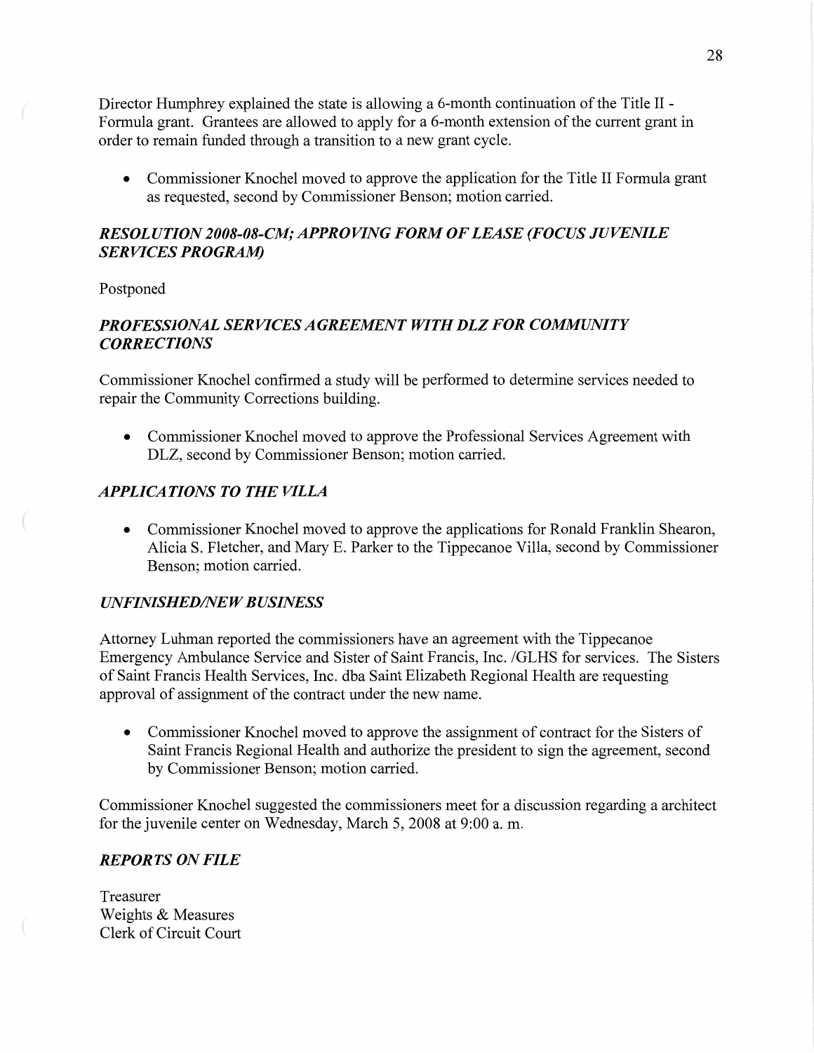Director Humphrey explained the state is allowing a 6-month continuation of the Title II - Formula grant. Grantees are allowed to apply for a 6-month extension of the current grant in order to remain funded through a transition to a new grant cycle.

- Commissioner Knochel moved to approve the application for the Title II Formula grant as requested, second by Commissioner Benson; motion carried.

### *RESOLUTION 2008-08-CM; APPROVING FORM OF LEASE (FOCUS JUVENILE SERVICES PROGRAM)*

Postponed

### *PROFESSIONAL SERVICES AGREEMENT WITH DLZ FOR COMMUNITY CORRECTIONS*

Commissioner Knochel confirmed a study will be performed to determine services needed to repair the Community Corrections building.

- Commissioner Knochel moved to approve the Professional Services Agreement with DLZ, second by Commissioner Benson; motion carried.

### *APPLICATIONS TO THE VILLA*

- Commissioner Knochel moved to approve the applications for Ronald Franklin Shearon, Alicia S. Fletcher, and Mary E. Parker to the Tippecanoe Villa, second by Commissioner Benson; motion carried.

### *UNFINISHED/NEW BUSINESS*

Attorney Luhman reported the commissioners have an agreement with the Tippecanoe Emergency Ambulance Service and Sister of Saint Francis, Inc. /GLHS for services. The Sisters of Saint Francis Health Services, Inc. dba Saint Elizabeth Regional Health are requesting approval of assignment of the contract under the new name.

- Commissioner Knochel moved to approve the assignment of contract for the Sisters of Saint Francis Regional Health and authorize the president to sign the agreement, second by Commissioner Benson; motion carried.

Commissioner Knochel suggested the commissioners meet for a discussion regarding a architect for the juvenile center on Wednesday, March 5, 2008 at 9:00 a. m.

### *REPORTS ON FILE*

Treasurer
Weights & Measures
Clerk of Circuit Court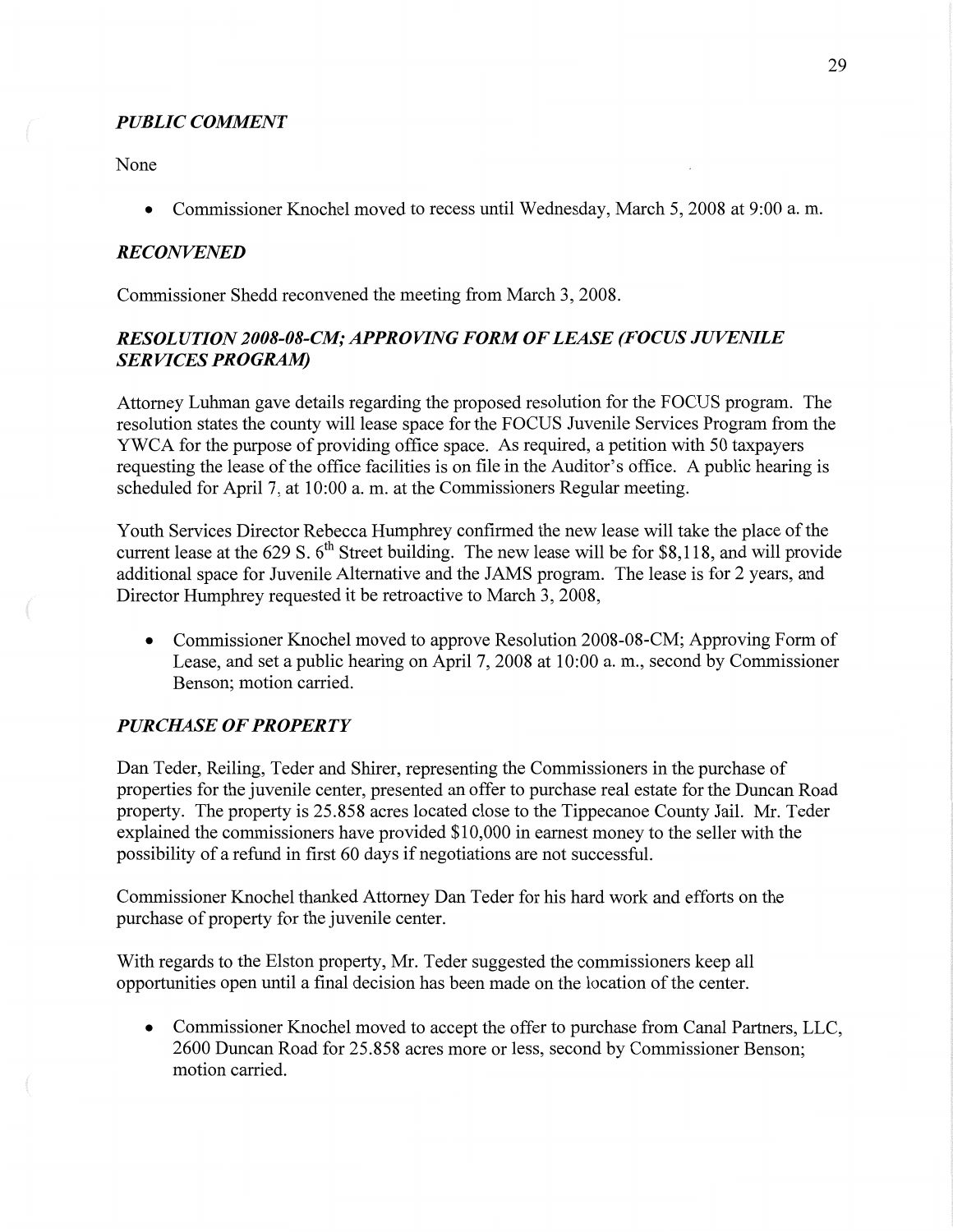### *PUBLIC COMMENT*

None

- Commissioner Knochel moved to recess until Wednesday, March 5, 2008 at 9:00 a. m.

### *RECONVENED*

Commissioner Shedd reconvened the meeting from March 3, 2008.

### *RESOLUTION 2008-08-CM; APPROVING FORM OF LEASE (FOCUS JUVENILE SERVICES PROGRAM)*

Attorney Luhman gave details regarding the proposed resolution for the FOCUS program. The resolution states the county will lease space for the FOCUS Juvenile Services Program from the YWCA for the purpose of providing office space. As required, a petition with 50 taxpayers requesting the lease of the office facilities is on file in the Auditor's office. A public hearing is scheduled for April 7, at 10:00 a. m. at the Commissioners Regular meeting.

Youth Services Director Rebecca Humphrey confirmed the new lease will take the place of the current lease at the 629 S. 6th Street building. The new lease will be for $8,118, and will provide additional space for Juvenile Alternative and the JAMS program. The lease is for 2 years, and Director Humphrey requested it be retroactive to March 3, 2008,

- Commissioner Knochel moved to approve Resolution 2008-08-CM; Approving Form of Lease, and set a public hearing on April 7, 2008 at 10:00 a. m., second by Commissioner Benson; motion carried.

### *PURCHASE OF PROPERTY*

Dan Teder, Reiling, Teder and Shirer, representing the Commissioners in the purchase of properties for the juvenile center, presented an offer to purchase real estate for the Duncan Road property. The property is 25.858 acres located close to the Tippecanoe County Jail. Mr. Teder explained the commissioners have provided $10,000 in earnest money to the seller with the possibility of a refund in first 60 days if negotiations are not successful.

Commissioner Knochel thanked Attorney Dan Teder for his hard work and efforts on the purchase of property for the juvenile center.

With regards to the Elston property, Mr. Teder suggested the commissioners keep all opportunities open until a final decision has been made on the location of the center.

- Commissioner Knochel moved to accept the offer to purchase from Canal Partners, LLC, 2600 Duncan Road for 25.858 acres more or less, second by Commissioner Benson; motion carried.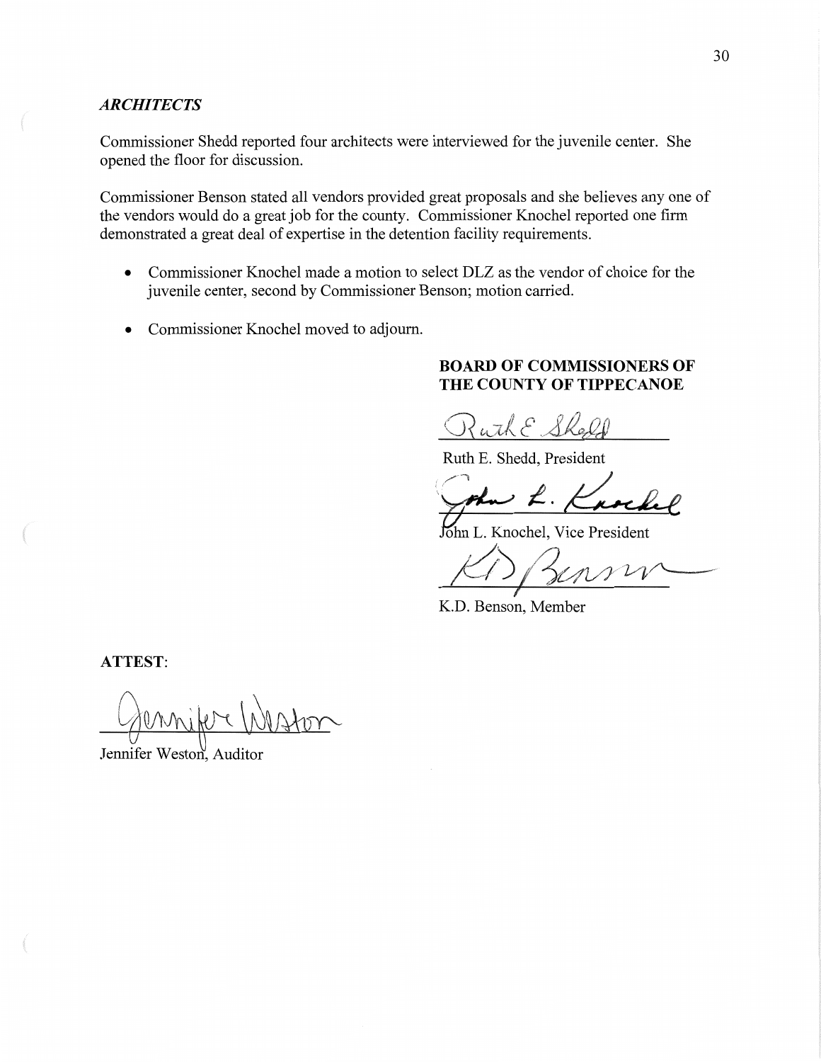### *ARCHITECTS*

Commissioner Shedd reported four architects were interviewed for the juvenile center. She opened the floor for discussion.

Commissioner Benson stated all vendors provided great proposals and she believes any one of the vendors would do a great job for the county. Commissioner Knochel reported one firm demonstrated a great deal of expertise in the detention facility requirements.

- Commissioner Knochel made a motion to select DLZ as the vendor of choice for the juvenile center, second by Commissioner Benson; motion carried.
- Commissioner Knochel moved to adjourn.

**BOARD OF COMMISSIONERS OF THE COUNTY OF TIPPECANOE**

Ruth E. Shedd

Ruth E. Shedd, President

John L. Knochel

John L. Knochel, Vice President

KD Benson

K.D. Benson, Member

**ATTEST:**

Jennifer Weston

Jennifer Weston, Auditor